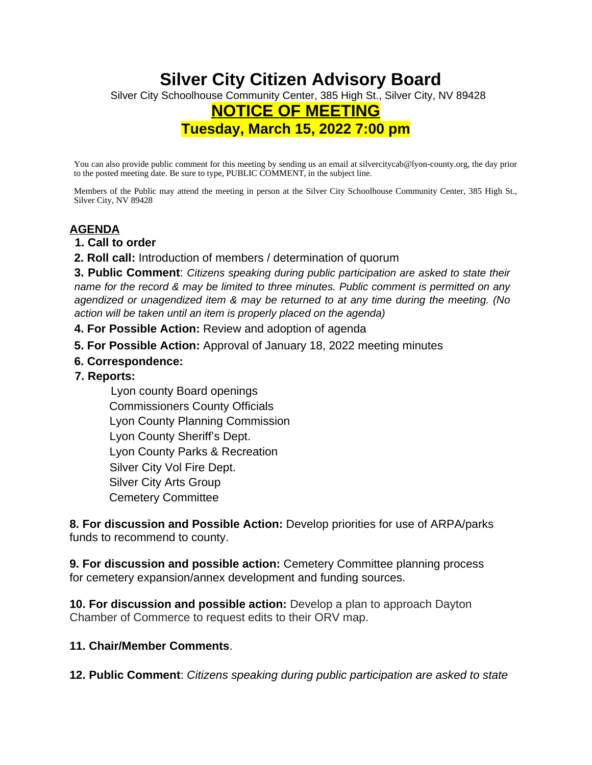# Silver City Citizen Advisory Board

Silver City Schoolhouse Community Center, 385 High St., Silver City, NV 89428

## NOTICE OF MEETING

## Tuesday, March 15, 2022 7:00 pm

You can also provide public comment for this meeting by sending us an email at silvercitycab@lyon-county.org, the day prior to the posted meeting date. Be sure to type, PUBLIC COMMENT, in the subject line.

Members of the Public may attend the meeting in person at the Silver City Schoolhouse Community Center, 385 High St., Silver City, NV 89428

**AGENDA**

**1. Call to order**

**2. Roll call:** Introduction of members / determination of quorum

**3. Public Comment**: *Citizens speaking during public participation are asked to state their name for the record & may be limited to three minutes. Public comment is permitted on any agendized or unagendized item & may be returned to at any time during the meeting. (No action will be taken until an item is properly placed on the agenda)*

**4. For Possible Action:** Review and adoption of agenda

**5. For Possible Action:** Approval of January 18, 2022 meeting minutes

**6. Correspondence:**

**7. Reports:**

- Lyon county Board openings
- Commissioners County Officials
- Lyon County Planning Commission
- Lyon County Sheriff's Dept.
- Lyon County Parks & Recreation
- Silver City Vol Fire Dept.
- Silver City Arts Group
- Cemetery Committee

**8. For discussion and Possible Action:** Develop priorities for use of ARPA/parks funds to recommend to county.

**9. For discussion and possible action:** Cemetery Committee planning process for cemetery expansion/annex development and funding sources.

**10. For discussion and possible action:** Develop a plan to approach Dayton Chamber of Commerce to request edits to their ORV map.

**11. Chair/Member Comments**.

**12. Public Comment**: *Citizens speaking during public participation are asked to state*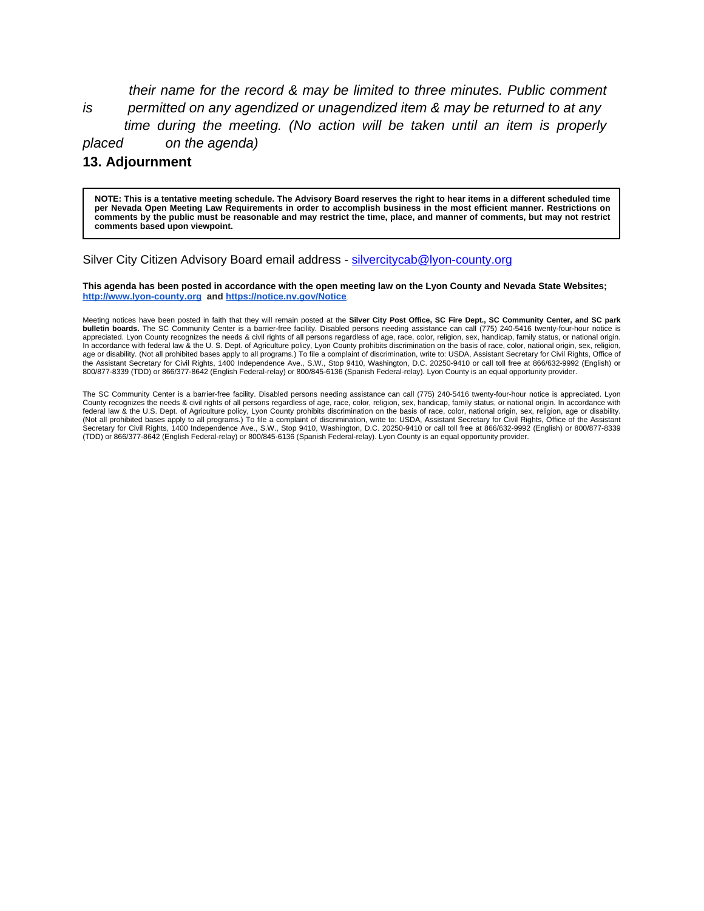*their name for the record & may be limited to three minutes. Public comment is permitted on any agendized or unagendized item & may be returned to at any time during the meeting. (No action will be taken until an item is properly placed on the agenda)*

## 13. Adjournment

> **NOTE: This is a tentative meeting schedule. The Advisory Board reserves the right to hear items in a different scheduled time per Nevada Open Meeting Law Requirements in order to accomplish business in the most efficient manner. Restrictions on comments by the public must be reasonable and may restrict the time, place, and manner of comments, but may not restrict comments based upon viewpoint.**

Silver City Citizen Advisory Board email address - silvercitycab@lyon-county.org

**This agenda has been posted in accordance with the open meeting law on the Lyon County and Nevada State Websites; http://www.lyon-county.org and https://notice.nv.gov/Notice.**

Meeting notices have been posted in faith that they will remain posted at the **Silver City Post Office, SC Fire Dept., SC Community Center, and SC park bulletin boards.** The SC Community Center is a barrier-free facility. Disabled persons needing assistance can call (775) 240-5416 twenty-four-hour notice is appreciated. Lyon County recognizes the needs & civil rights of all persons regardless of age, race, color, religion, sex, handicap, family status, or national origin. In accordance with federal law & the U. S. Dept. of Agriculture policy, Lyon County prohibits discrimination on the basis of race, color, national origin, sex, religion, age or disability. (Not all prohibited bases apply to all programs.) To file a complaint of discrimination, write to: USDA, Assistant Secretary for Civil Rights, Office of the Assistant Secretary for Civil Rights, 1400 Independence Ave., S.W., Stop 9410, Washington, D.C. 20250-9410 or call toll free at 866/632-9992 (English) or 800/877-8339 (TDD) or 866/377-8642 (English Federal-relay) or 800/845-6136 (Spanish Federal-relay). Lyon County is an equal opportunity provider.

The SC Community Center is a barrier-free facility. Disabled persons needing assistance can call (775) 240-5416 twenty-four-hour notice is appreciated. Lyon County recognizes the needs & civil rights of all persons regardless of age, race, color, religion, sex, handicap, family status, or national origin. In accordance with federal law & the U.S. Dept. of Agriculture policy, Lyon County prohibits discrimination on the basis of race, color, national origin, sex, religion, age or disability. (Not all prohibited bases apply to all programs.) To file a complaint of discrimination, write to: USDA, Assistant Secretary for Civil Rights, Office of the Assistant Secretary for Civil Rights, 1400 Independence Ave., S.W., Stop 9410, Washington, D.C. 20250-9410 or call toll free at 866/632-9992 (English) or 800/877-8339 (TDD) or 866/377-8642 (English Federal-relay) or 800/845-6136 (Spanish Federal-relay). Lyon County is an equal opportunity provider.